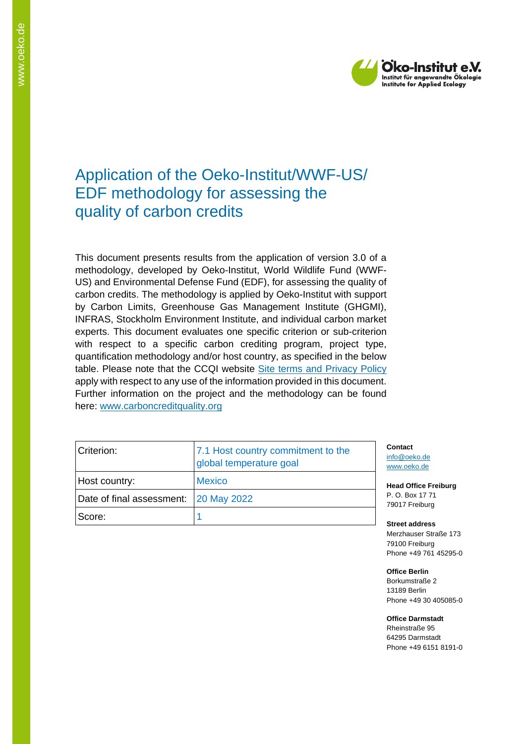# Application of the Oeko-Institut/WWF-US/ EDF methodology for assessing the quality of carbon credits

This document presents results from the application of version 3.0 of a methodology, developed by Oeko-Institut, World Wildlife Fund (WWF-US) and Environmental Defense Fund (EDF), for assessing the quality of carbon credits. The methodology is applied by Oeko-Institut with support by Carbon Limits, Greenhouse Gas Management Institute (GHGMI), INFRAS, Stockholm Environment Institute, and individual carbon market experts. This document evaluates one specific criterion or sub-criterion with respect to a specific carbon crediting program, project type, quantification methodology and/or host country, as specified in the below table. Please note that the CCQI website Site terms and Privacy Policy apply with respect to any use of the information provided in this document. Further information on the project and the methodology can be found here: www.carboncreditquality.org

| Criterion: | 7.1 Host country commitment to the global temperature goal |
|---|---|
| Host country: | Mexico |
| Date of final assessment: | 20 May 2022 |
| Score: | 1 |

**Contact**
info@oeko.de
www.oeko.de

**Head Office Freiburg**
P. O. Box 17 71
79017 Freiburg

**Street address**
Merzhauser Straße 173
79100 Freiburg
Phone +49 761 45295-0

**Office Berlin**
Borkumstraße 2
13189 Berlin
Phone +49 30 405085-0

**Office Darmstadt**
Rheinstraße 95
64295 Darmstadt
Phone +49 6151 8191-0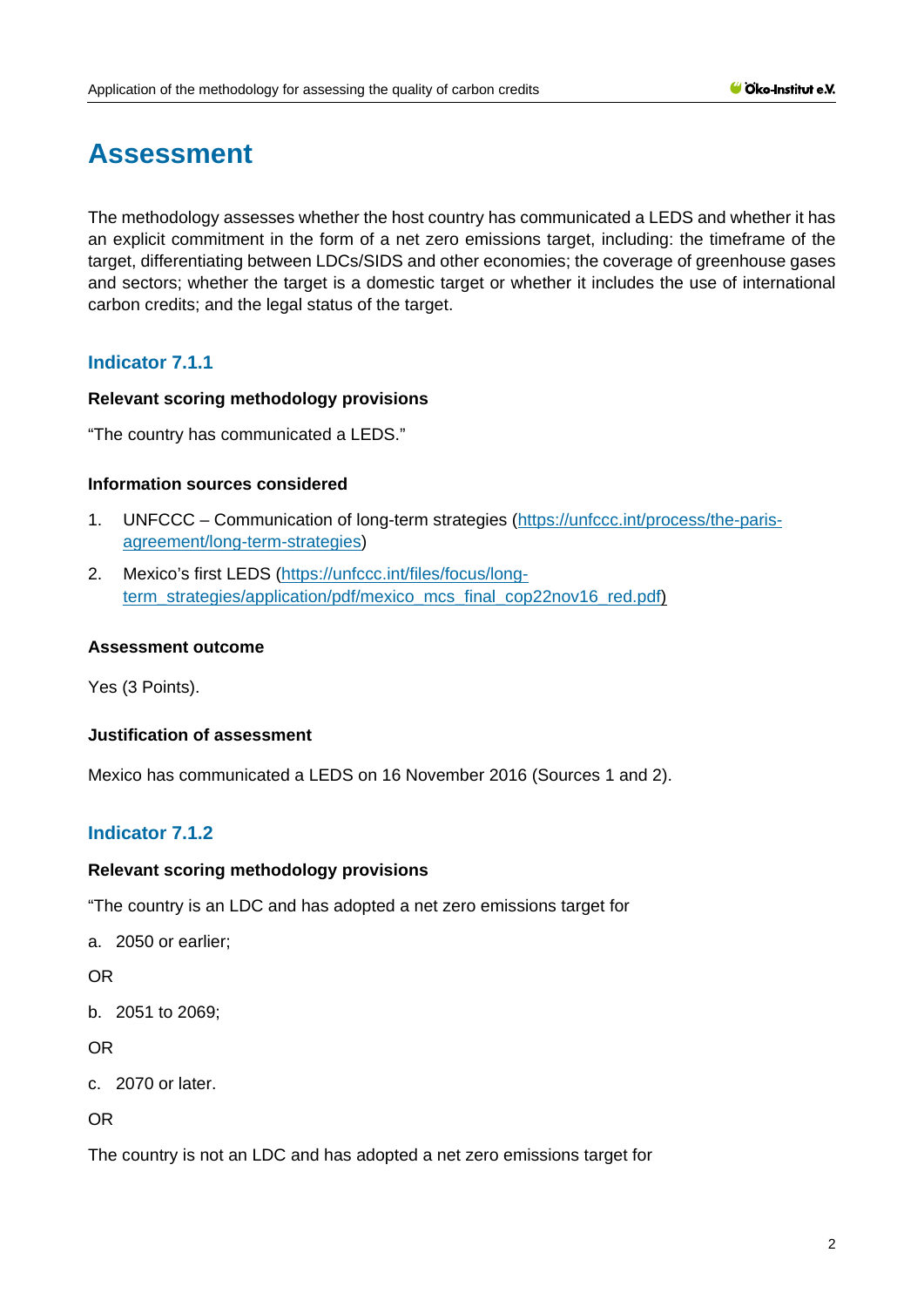# Assessment

The methodology assesses whether the host country has communicated a LEDS and whether it has an explicit commitment in the form of a net zero emissions target, including: the timeframe of the target, differentiating between LDCs/SIDS and other economies; the coverage of greenhouse gases and sectors; whether the target is a domestic target or whether it includes the use of international carbon credits; and the legal status of the target.

## Indicator 7.1.1

**Relevant scoring methodology provisions**

"The country has communicated a LEDS."

**Information sources considered**

1. UNFCCC – Communication of long-term strategies (https://unfccc.int/process/the-paris-agreement/long-term-strategies)
2. Mexico's first LEDS (https://unfccc.int/files/focus/long-term_strategies/application/pdf/mexico_mcs_final_cop22nov16_red.pdf)

**Assessment outcome**

Yes (3 Points).

**Justification of assessment**

Mexico has communicated a LEDS on 16 November 2016 (Sources 1 and 2).

## Indicator 7.1.2

**Relevant scoring methodology provisions**

"The country is an LDC and has adopted a net zero emissions target for

a. 2050 or earlier;

OR

b. 2051 to 2069;

OR

c. 2070 or later.

OR

The country is not an LDC and has adopted a net zero emissions target for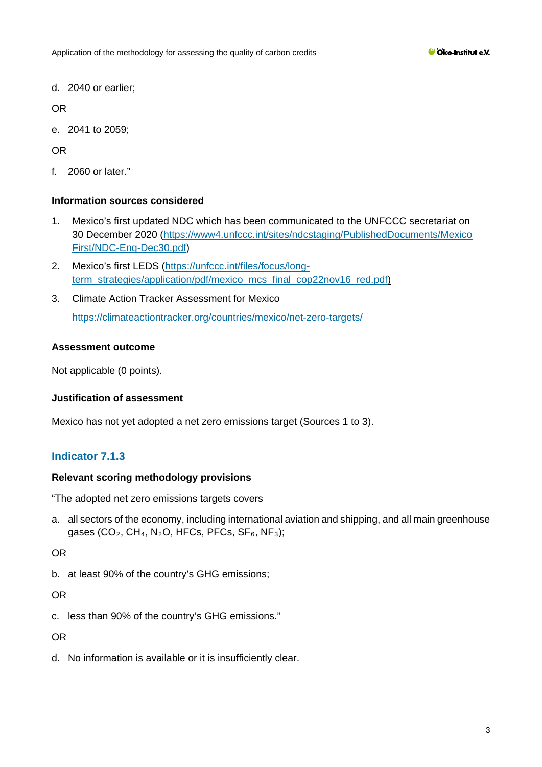d. 2040 or earlier;

OR

e. 2041 to 2059;

OR

f. 2060 or later."

**Information sources considered**

1. Mexico's first updated NDC which has been communicated to the UNFCCC secretariat on 30 December 2020 (https://www4.unfccc.int/sites/ndcstaging/PublishedDocuments/Mexico First/NDC-Eng-Dec30.pdf)
2. Mexico's first LEDS (https://unfccc.int/files/focus/long-term_strategies/application/pdf/mexico_mcs_final_cop22nov16_red.pdf)
3. Climate Action Tracker Assessment for Mexico

   https://climateactiontracker.org/countries/mexico/net-zero-targets/

**Assessment outcome**

Not applicable (0 points).

**Justification of assessment**

Mexico has not yet adopted a net zero emissions target (Sources 1 to 3).

## Indicator 7.1.3

**Relevant scoring methodology provisions**

"The adopted net zero emissions targets covers

a. all sectors of the economy, including international aviation and shipping, and all main greenhouse gases ($CO_2$, $CH_4$, $N_2O$, HFCs, PFCs, $SF_6$, $NF_3$);

OR

b. at least 90% of the country's GHG emissions;

OR

c. less than 90% of the country's GHG emissions."

OR

d. No information is available or it is insufficiently clear.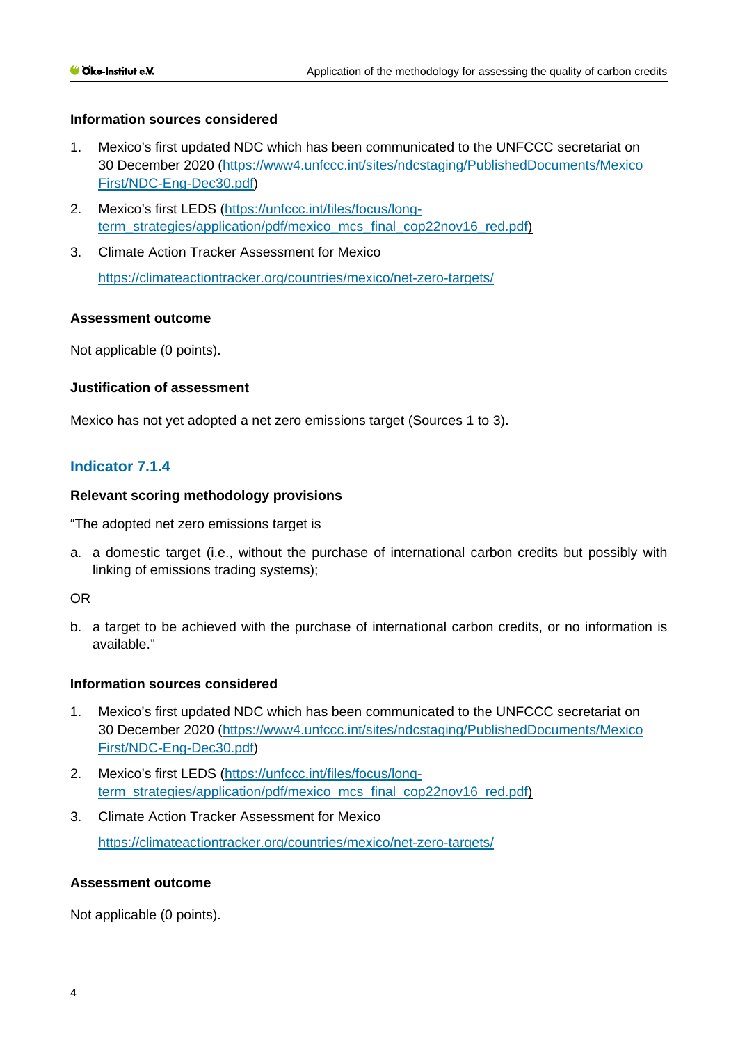**Information sources considered**

1. Mexico's first updated NDC which has been communicated to the UNFCCC secretariat on 30 December 2020 (https://www4.unfccc.int/sites/ndcstaging/PublishedDocuments/Mexico First/NDC-Eng-Dec30.pdf)
2. Mexico's first LEDS (https://unfccc.int/files/focus/long-term_strategies/application/pdf/mexico_mcs_final_cop22nov16_red.pdf)
3. Climate Action Tracker Assessment for Mexico

   https://climateactiontracker.org/countries/mexico/net-zero-targets/

**Assessment outcome**

Not applicable (0 points).

**Justification of assessment**

Mexico has not yet adopted a net zero emissions target (Sources 1 to 3).

### Indicator 7.1.4

**Relevant scoring methodology provisions**

"The adopted net zero emissions target is

a. a domestic target (i.e., without the purchase of international carbon credits but possibly with linking of emissions trading systems);

OR

b. a target to be achieved with the purchase of international carbon credits, or no information is available."

**Information sources considered**

1. Mexico's first updated NDC which has been communicated to the UNFCCC secretariat on 30 December 2020 (https://www4.unfccc.int/sites/ndcstaging/PublishedDocuments/Mexico First/NDC-Eng-Dec30.pdf)
2. Mexico's first LEDS (https://unfccc.int/files/focus/long-term_strategies/application/pdf/mexico_mcs_final_cop22nov16_red.pdf)
3. Climate Action Tracker Assessment for Mexico

   https://climateactiontracker.org/countries/mexico/net-zero-targets/

**Assessment outcome**

Not applicable (0 points).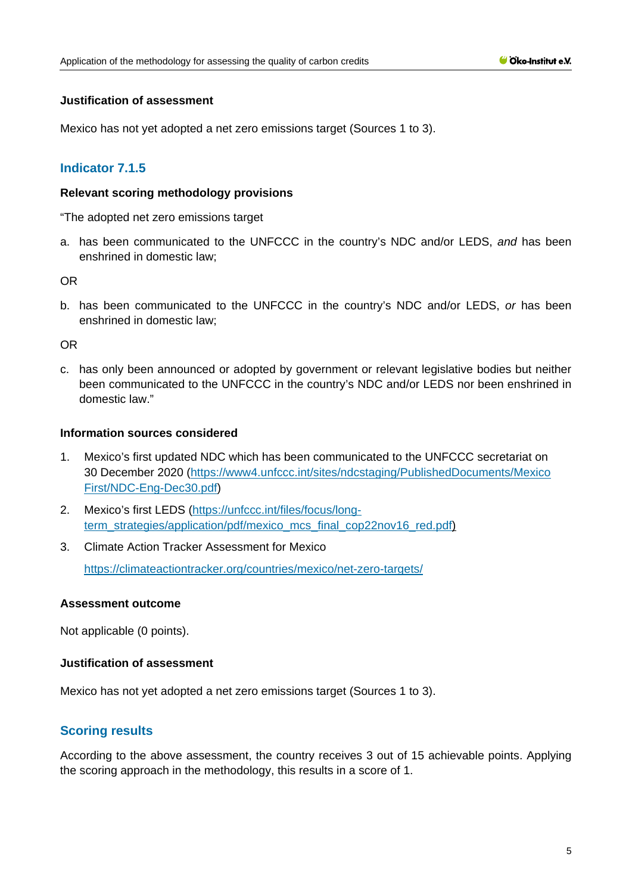**Justification of assessment**

Mexico has not yet adopted a net zero emissions target (Sources 1 to 3).

### Indicator 7.1.5

**Relevant scoring methodology provisions**

"The adopted net zero emissions target

a. has been communicated to the UNFCCC in the country's NDC and/or LEDS, *and* has been enshrined in domestic law;

OR

b. has been communicated to the UNFCCC in the country's NDC and/or LEDS, *or* has been enshrined in domestic law;

OR

c. has only been announced or adopted by government or relevant legislative bodies but neither been communicated to the UNFCCC in the country's NDC and/or LEDS nor been enshrined in domestic law."

**Information sources considered**

1. Mexico's first updated NDC which has been communicated to the UNFCCC secretariat on 30 December 2020 (https://www4.unfccc.int/sites/ndcstaging/PublishedDocuments/Mexico First/NDC-Eng-Dec30.pdf)
2. Mexico's first LEDS (https://unfccc.int/files/focus/long-term_strategies/application/pdf/mexico_mcs_final_cop22nov16_red.pdf)
3. Climate Action Tracker Assessment for Mexico

   https://climateactiontracker.org/countries/mexico/net-zero-targets/

**Assessment outcome**

Not applicable (0 points).

**Justification of assessment**

Mexico has not yet adopted a net zero emissions target (Sources 1 to 3).

## Scoring results

According to the above assessment, the country receives 3 out of 15 achievable points. Applying the scoring approach in the methodology, this results in a score of 1.